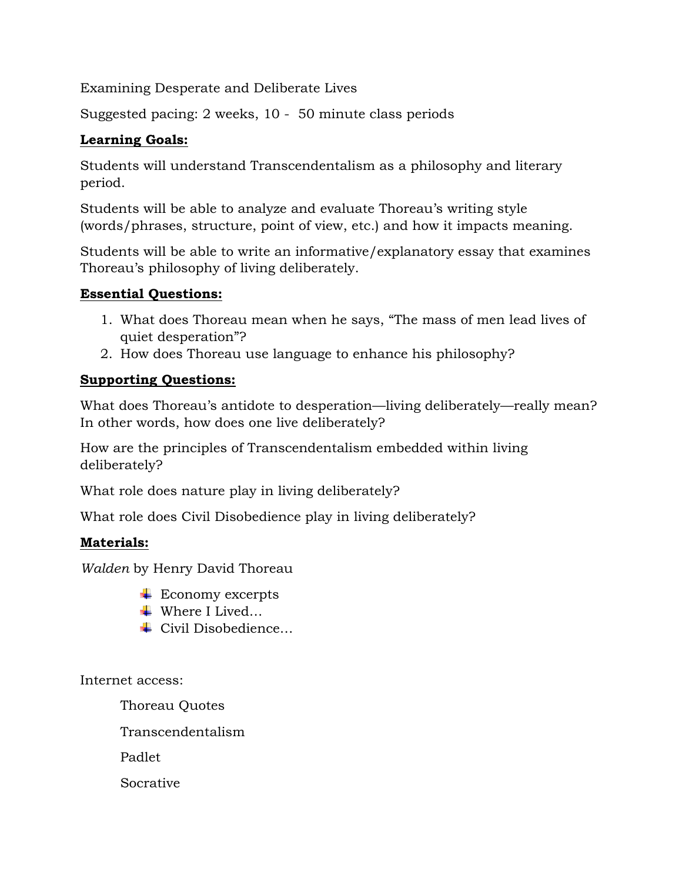Examining Desperate and Deliberate Lives

Suggested pacing: 2 weeks, 10 - 50 minute class periods

**Learning Goals:**

Students will understand Transcendentalism as a philosophy and literary period.

Students will be able to analyze and evaluate Thoreau's writing style (words/phrases, structure, point of view, etc.) and how it impacts meaning.

Students will be able to write an informative/explanatory essay that examines Thoreau's philosophy of living deliberately.

**Essential Questions:**

1. What does Thoreau mean when he says, "The mass of men lead lives of quiet desperation"?
2. How does Thoreau use language to enhance his philosophy?

**Supporting Questions:**

What does Thoreau's antidote to desperation—living deliberately—really mean? In other words, how does one live deliberately?

How are the principles of Transcendentalism embedded within living deliberately?

What role does nature play in living deliberately?

What role does Civil Disobedience play in living deliberately?

**Materials:**

*Walden* by Henry David Thoreau

- Economy excerpts
- Where I Lived…
- Civil Disobedience…

Internet access:

Thoreau Quotes

Transcendentalism

Padlet

Socrative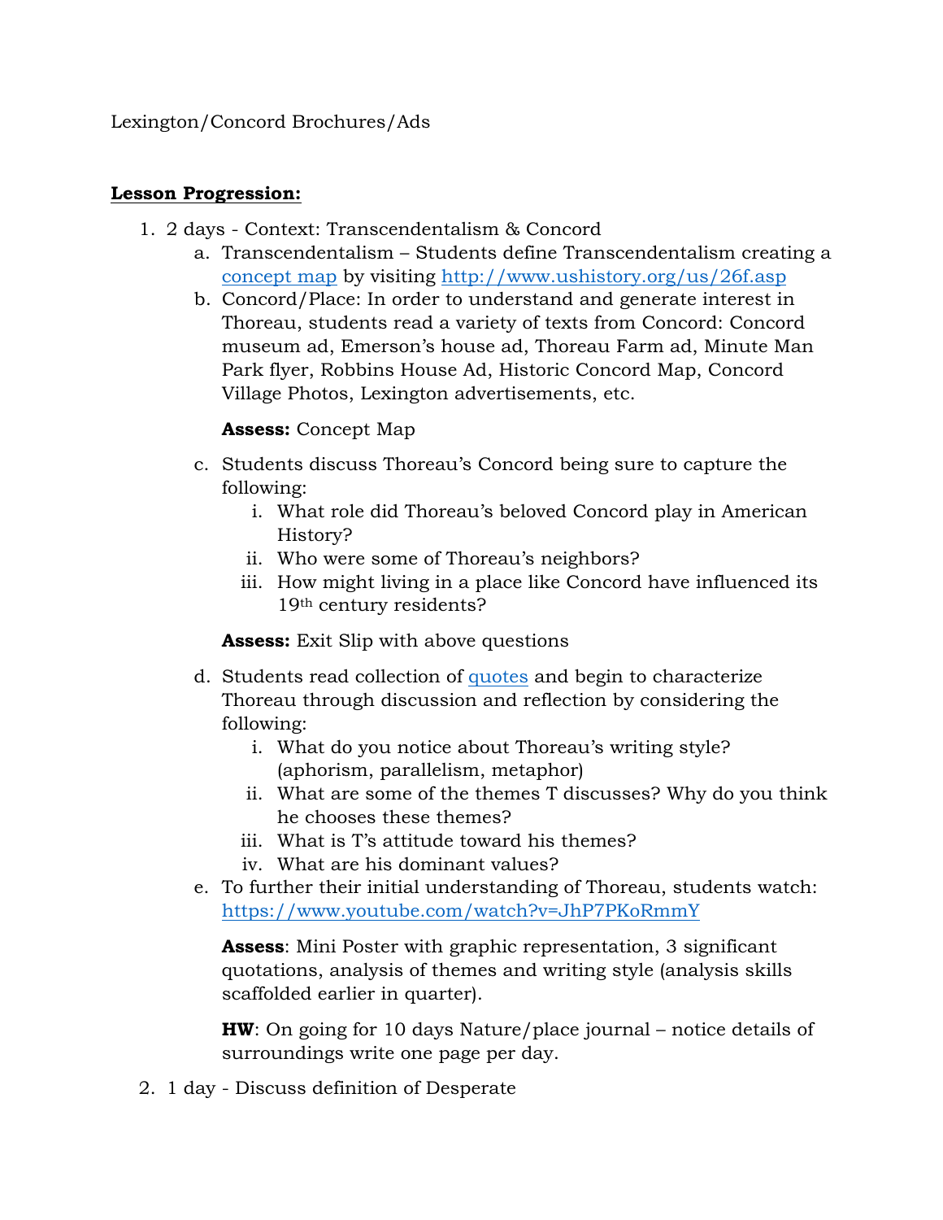Lexington/Concord Brochures/Ads

**Lesson Progression:**

1. 2 days - Context: Transcendentalism & Concord
   a. Transcendentalism – Students define Transcendentalism creating a [concept map](concept map) by visiting [http://www.ushistory.org/us/26f.asp](http://www.ushistory.org/us/26f.asp)
   b. Concord/Place: In order to understand and generate interest in Thoreau, students read a variety of texts from Concord: Concord museum ad, Emerson's house ad, Thoreau Farm ad, Minute Man Park flyer, Robbins House Ad, Historic Concord Map, Concord Village Photos, Lexington advertisements, etc.

      **Assess:** Concept Map

   c. Students discuss Thoreau's Concord being sure to capture the following:
      i. What role did Thoreau's beloved Concord play in American History?
      ii. Who were some of Thoreau's neighbors?
      iii. How might living in a place like Concord have influenced its 19th century residents?

      **Assess:** Exit Slip with above questions

   d. Students read collection of [quotes](quotes) and begin to characterize Thoreau through discussion and reflection by considering the following:
      i. What do you notice about Thoreau's writing style? (aphorism, parallelism, metaphor)
      ii. What are some of the themes T discusses? Why do you think he chooses these themes?
      iii. What is T's attitude toward his themes?
      iv. What are his dominant values?
   e. To further their initial understanding of Thoreau, students watch: [https://www.youtube.com/watch?v=JhP7PKoRmmY](https://www.youtube.com/watch?v=JhP7PKoRmmY)

      **Assess**: Mini Poster with graphic representation, 3 significant quotations, analysis of themes and writing style (analysis skills scaffolded earlier in quarter).

      **HW**: On going for 10 days Nature/place journal – notice details of surroundings write one page per day.

2. 1 day - Discuss definition of Desperate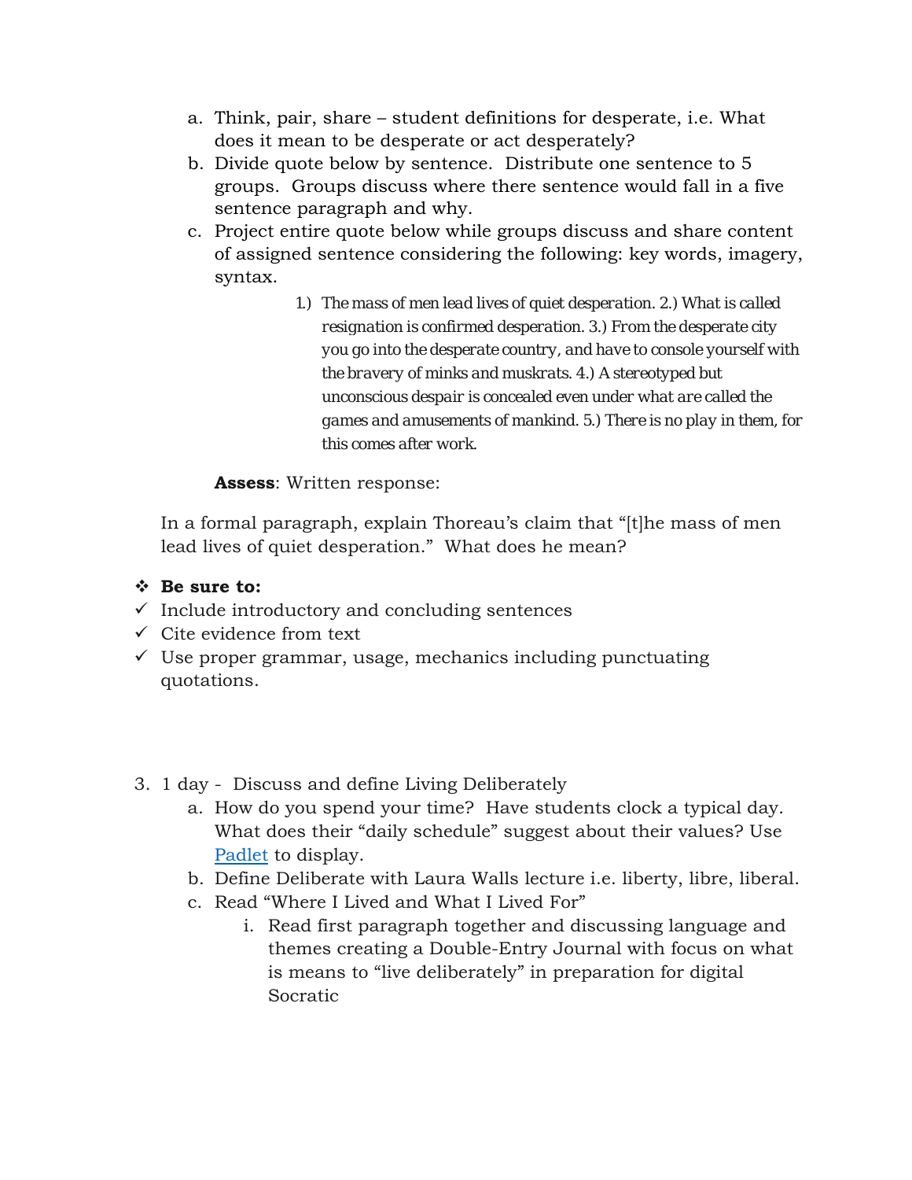a. Think, pair, share – student definitions for desperate, i.e. What does it mean to be desperate or act desperately?
b. Divide quote below by sentence. Distribute one sentence to 5 groups. Groups discuss where there sentence would fall in a five sentence paragraph and why.
c. Project entire quote below while groups discuss and share content of assigned sentence considering the following: key words, imagery, syntax.

> 1.) The mass of men lead lives of quiet desperation. 2.) What is called resignation is confirmed desperation. 3.) From the desperate city you go into the desperate country, and have to console yourself with the bravery of minks and muskrats. 4.) A stereotyped but unconscious despair is concealed even under what are called the games and amusements of mankind. 5.) There is no play in them, for this comes after work.

**Assess**: Written response:

In a formal paragraph, explain Thoreau's claim that "[t]he mass of men lead lives of quiet desperation." What does he mean?

❖ **Be sure to:**
- ✓ Include introductory and concluding sentences
- ✓ Cite evidence from text
- ✓ Use proper grammar, usage, mechanics including punctuating quotations.

3. 1 day - Discuss and define Living Deliberately
   a. How do you spend your time? Have students clock a typical day. What does their "daily schedule" suggest about their values? Use [Padlet](Padlet) to display.
   b. Define Deliberate with Laura Walls lecture i.e. liberty, libre, liberal.
   c. Read "Where I Lived and What I Lived For"
      i. Read first paragraph together and discussing language and themes creating a Double-Entry Journal with focus on what is means to "live deliberately" in preparation for digital Socratic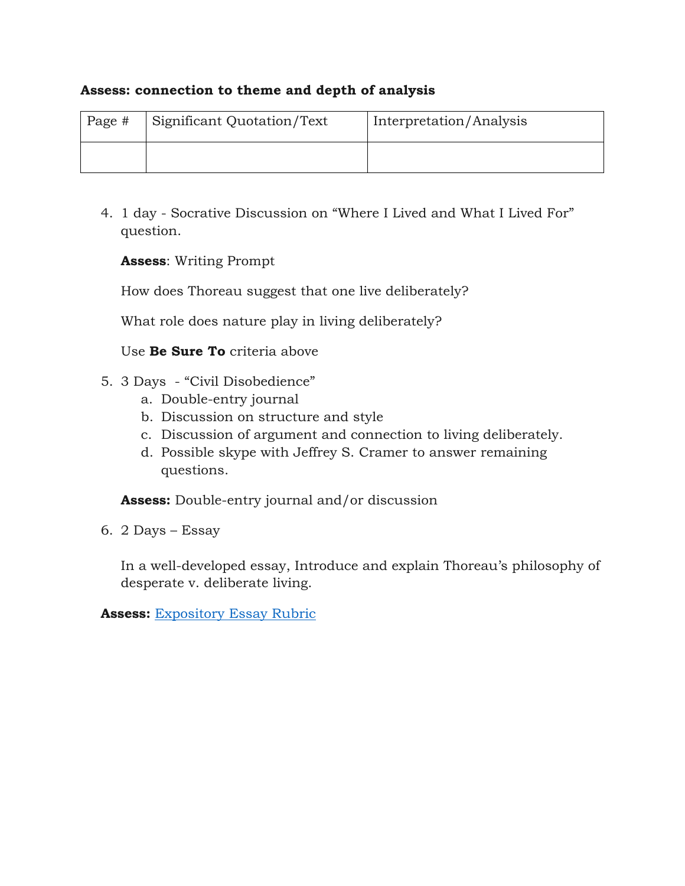**Assess: connection to theme and depth of analysis**

| Page # | Significant Quotation/Text | Interpretation/Analysis |
| --- | --- | --- |
| | | |

4. 1 day - Socrative Discussion on "Where I Lived and What I Lived For" question.

   **Assess**: Writing Prompt

   How does Thoreau suggest that one live deliberately?

   What role does nature play in living deliberately?

   Use **Be Sure To** criteria above

5. 3 Days - "Civil Disobedience"
   a. Double-entry journal
   b. Discussion on structure and style
   c. Discussion of argument and connection to living deliberately.
   d. Possible skype with Jeffrey S. Cramer to answer remaining questions.

   **Assess:** Double-entry journal and/or discussion

6. 2 Days – Essay

   In a well-developed essay, Introduce and explain Thoreau's philosophy of desperate v. deliberate living.

**Assess:** Expository Essay Rubric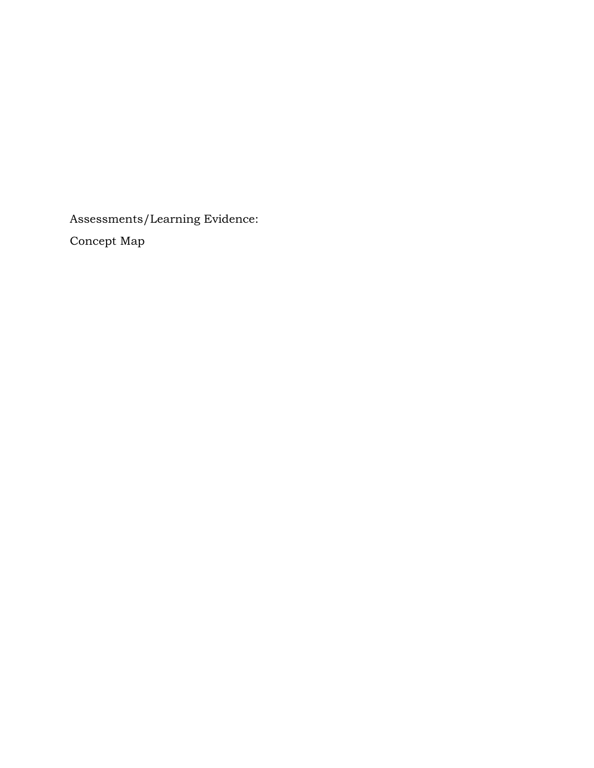Assessments/Learning Evidence:

Concept Map